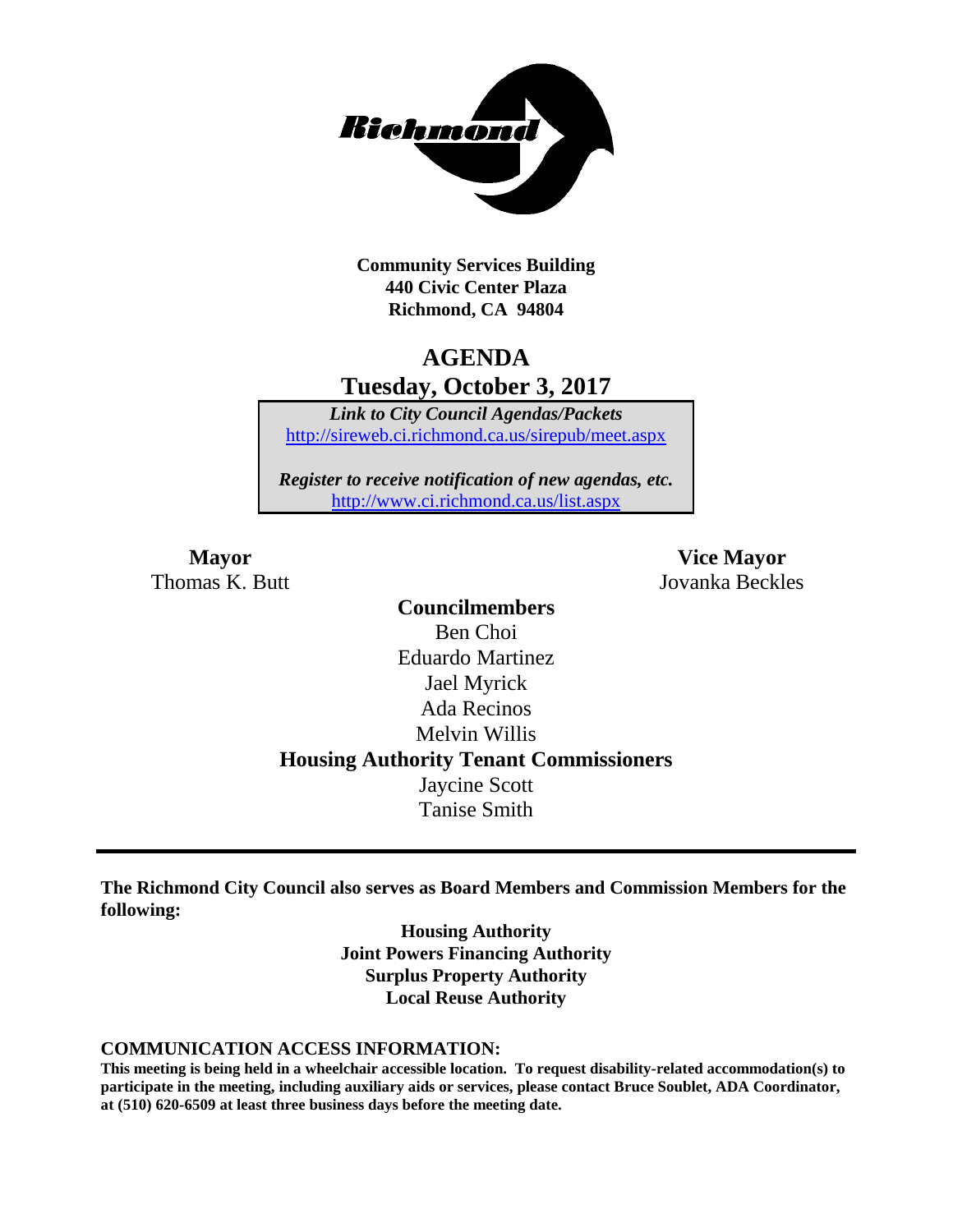**Community Services Building**
**440 Civic Center Plaza**
**Richmond, CA 94804**

# AGENDA
## Tuesday, October 3, 2017

***Link to City Council Agendas/Packets***
http://sireweb.ci.richmond.ca.us/sirepub/meet.aspx

***Register to receive notification of new agendas, etc.***
http://www.ci.richmond.ca.us/list.aspx

**Mayor**
Thomas K. Butt

**Vice Mayor**
Jovanka Beckles

**Councilmembers**
Ben Choi
Eduardo Martinez
Jael Myrick
Ada Recinos
Melvin Willis

**Housing Authority Tenant Commissioners**
Jaycine Scott
Tanise Smith

---

**The Richmond City Council also serves as Board Members and Commission Members for the following:**

**Housing Authority**
**Joint Powers Financing Authority**
**Surplus Property Authority**
**Local Reuse Authority**

### COMMUNICATION ACCESS INFORMATION:

**This meeting is being held in a wheelchair accessible location. To request disability-related accommodation(s) to participate in the meeting, including auxiliary aids or services, please contact Bruce Soublet, ADA Coordinator, at (510) 620-6509 at least three business days before the meeting date.**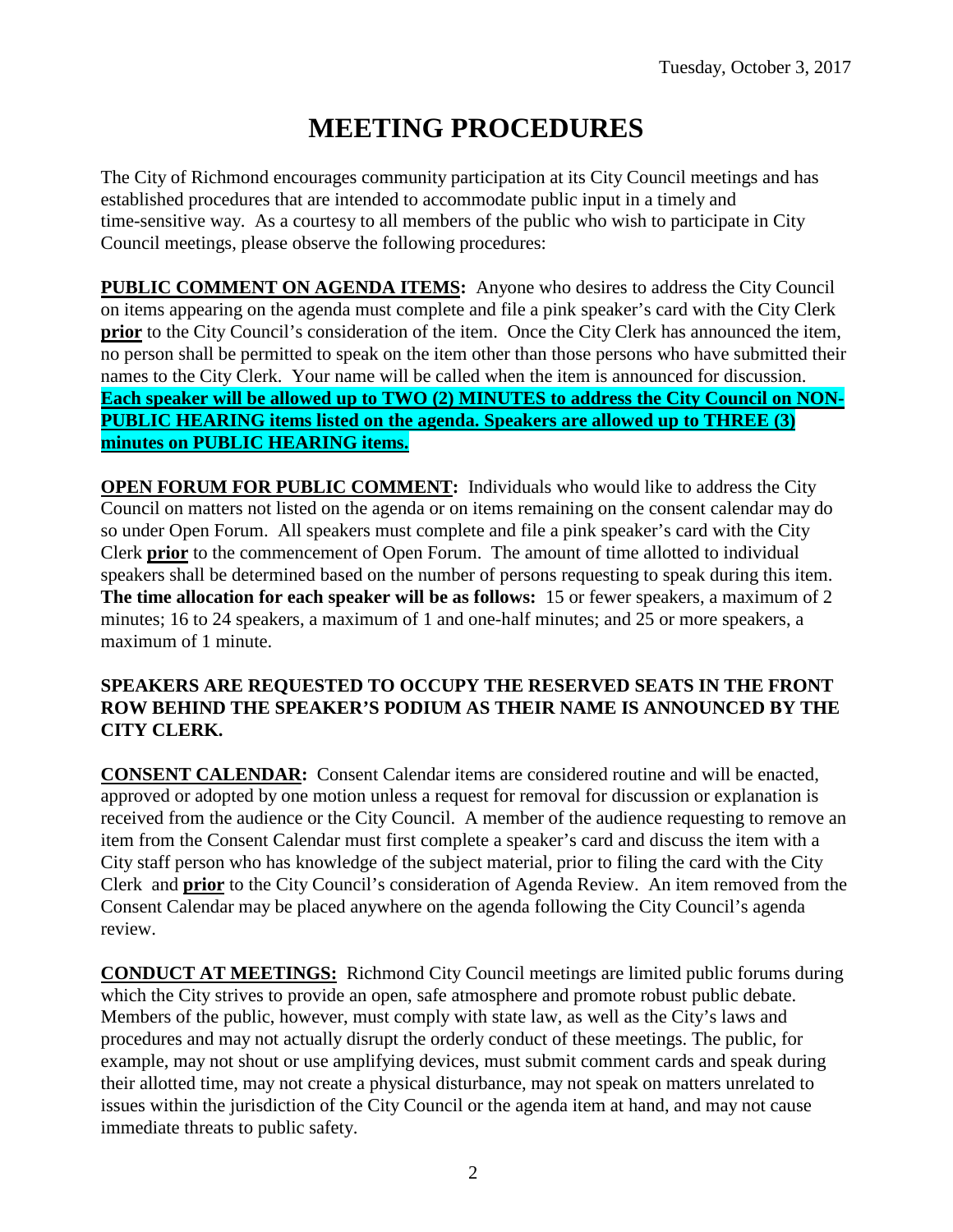Tuesday, October 3, 2017

# MEETING PROCEDURES

The City of Richmond encourages community participation at its City Council meetings and has established procedures that are intended to accommodate public input in a timely and time-sensitive way. As a courtesy to all members of the public who wish to participate in City Council meetings, please observe the following procedures:

**PUBLIC COMMENT ON AGENDA ITEMS:** Anyone who desires to address the City Council on items appearing on the agenda must complete and file a pink speaker's card with the City Clerk **prior** to the City Council's consideration of the item. Once the City Clerk has announced the item, no person shall be permitted to speak on the item other than those persons who have submitted their names to the City Clerk. Your name will be called when the item is announced for discussion. **Each speaker will be allowed up to TWO (2) MINUTES to address the City Council on NON-PUBLIC HEARING items listed on the agenda. Speakers are allowed up to THREE (3) minutes on PUBLIC HEARING items.**

**OPEN FORUM FOR PUBLIC COMMENT:** Individuals who would like to address the City Council on matters not listed on the agenda or on items remaining on the consent calendar may do so under Open Forum. All speakers must complete and file a pink speaker's card with the City Clerk **prior** to the commencement of Open Forum. The amount of time allotted to individual speakers shall be determined based on the number of persons requesting to speak during this item. **The time allocation for each speaker will be as follows:** 15 or fewer speakers, a maximum of 2 minutes; 16 to 24 speakers, a maximum of 1 and one-half minutes; and 25 or more speakers, a maximum of 1 minute.

**SPEAKERS ARE REQUESTED TO OCCUPY THE RESERVED SEATS IN THE FRONT ROW BEHIND THE SPEAKER'S PODIUM AS THEIR NAME IS ANNOUNCED BY THE CITY CLERK.**

**CONSENT CALENDAR:** Consent Calendar items are considered routine and will be enacted, approved or adopted by one motion unless a request for removal for discussion or explanation is received from the audience or the City Council. A member of the audience requesting to remove an item from the Consent Calendar must first complete a speaker's card and discuss the item with a City staff person who has knowledge of the subject material, prior to filing the card with the City Clerk and **prior** to the City Council's consideration of Agenda Review. An item removed from the Consent Calendar may be placed anywhere on the agenda following the City Council's agenda review.

**CONDUCT AT MEETINGS:** Richmond City Council meetings are limited public forums during which the City strives to provide an open, safe atmosphere and promote robust public debate. Members of the public, however, must comply with state law, as well as the City's laws and procedures and may not actually disrupt the orderly conduct of these meetings. The public, for example, may not shout or use amplifying devices, must submit comment cards and speak during their allotted time, may not create a physical disturbance, may not speak on matters unrelated to issues within the jurisdiction of the City Council or the agenda item at hand, and may not cause immediate threats to public safety.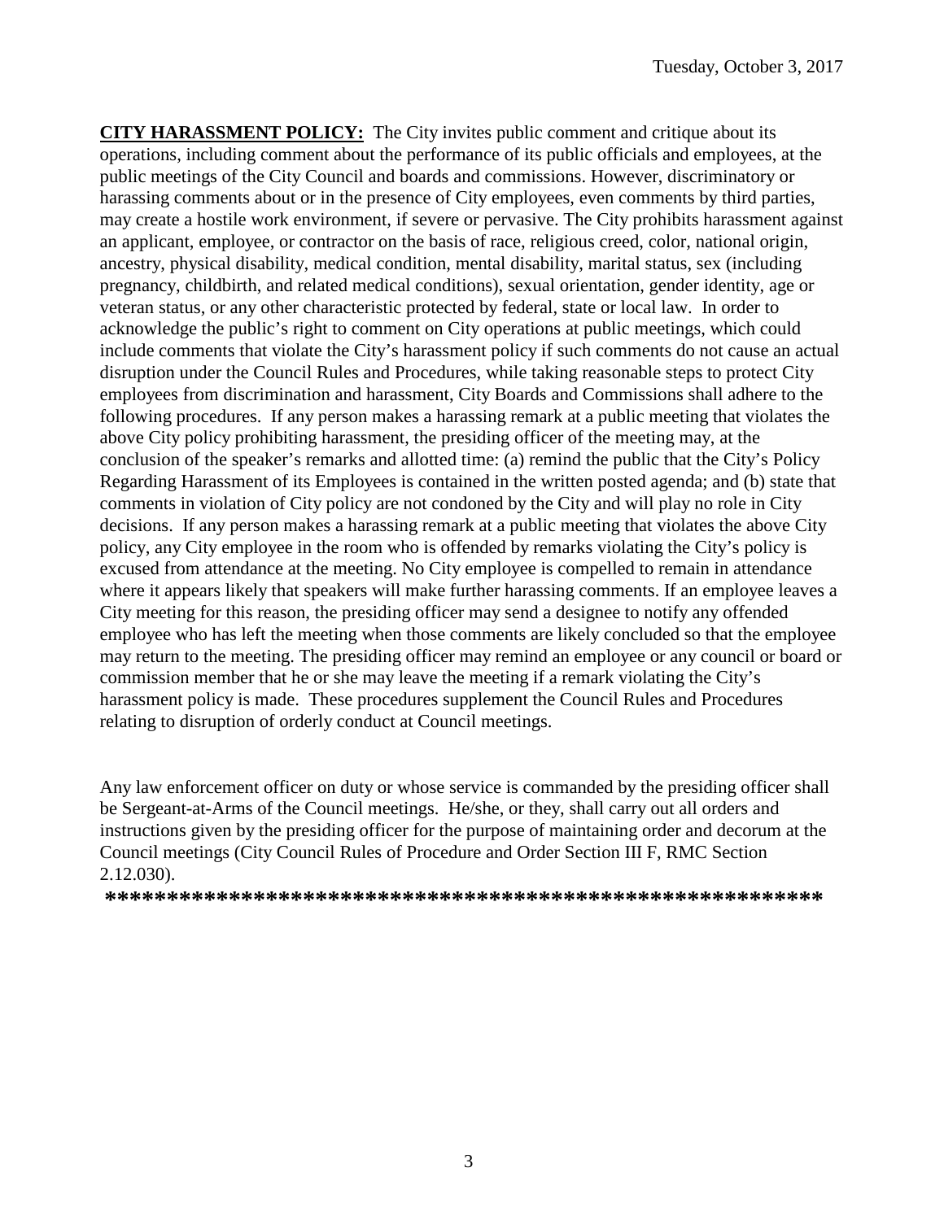**CITY HARASSMENT POLICY:** The City invites public comment and critique about its operations, including comment about the performance of its public officials and employees, at the public meetings of the City Council and boards and commissions. However, discriminatory or harassing comments about or in the presence of City employees, even comments by third parties, may create a hostile work environment, if severe or pervasive. The City prohibits harassment against an applicant, employee, or contractor on the basis of race, religious creed, color, national origin, ancestry, physical disability, medical condition, mental disability, marital status, sex (including pregnancy, childbirth, and related medical conditions), sexual orientation, gender identity, age or veteran status, or any other characteristic protected by federal, state or local law. In order to acknowledge the public's right to comment on City operations at public meetings, which could include comments that violate the City's harassment policy if such comments do not cause an actual disruption under the Council Rules and Procedures, while taking reasonable steps to protect City employees from discrimination and harassment, City Boards and Commissions shall adhere to the following procedures. If any person makes a harassing remark at a public meeting that violates the above City policy prohibiting harassment, the presiding officer of the meeting may, at the conclusion of the speaker's remarks and allotted time: (a) remind the public that the City's Policy Regarding Harassment of its Employees is contained in the written posted agenda; and (b) state that comments in violation of City policy are not condoned by the City and will play no role in City decisions. If any person makes a harassing remark at a public meeting that violates the above City policy, any City employee in the room who is offended by remarks violating the City's policy is excused from attendance at the meeting. No City employee is compelled to remain in attendance where it appears likely that speakers will make further harassing comments. If an employee leaves a City meeting for this reason, the presiding officer may send a designee to notify any offended employee who has left the meeting when those comments are likely concluded so that the employee may return to the meeting. The presiding officer may remind an employee or any council or board or commission member that he or she may leave the meeting if a remark violating the City's harassment policy is made. These procedures supplement the Council Rules and Procedures relating to disruption of orderly conduct at Council meetings.

Any law enforcement officer on duty or whose service is commanded by the presiding officer shall be Sergeant-at-Arms of the Council meetings. He/she, or they, shall carry out all orders and instructions given by the presiding officer for the purpose of maintaining order and decorum at the Council meetings (City Council Rules of Procedure and Order Section III F, RMC Section 2.12.030).

**\*\*\*\*\*\*\*\*\*\*\*\*\*\*\*\*\*\*\*\*\*\*\*\*\*\*\*\*\*\*\*\*\*\*\*\*\*\*\*\*\*\*\*\*\*\*\*\*\*\*\*\*\*\*\*\*\*\*\*\***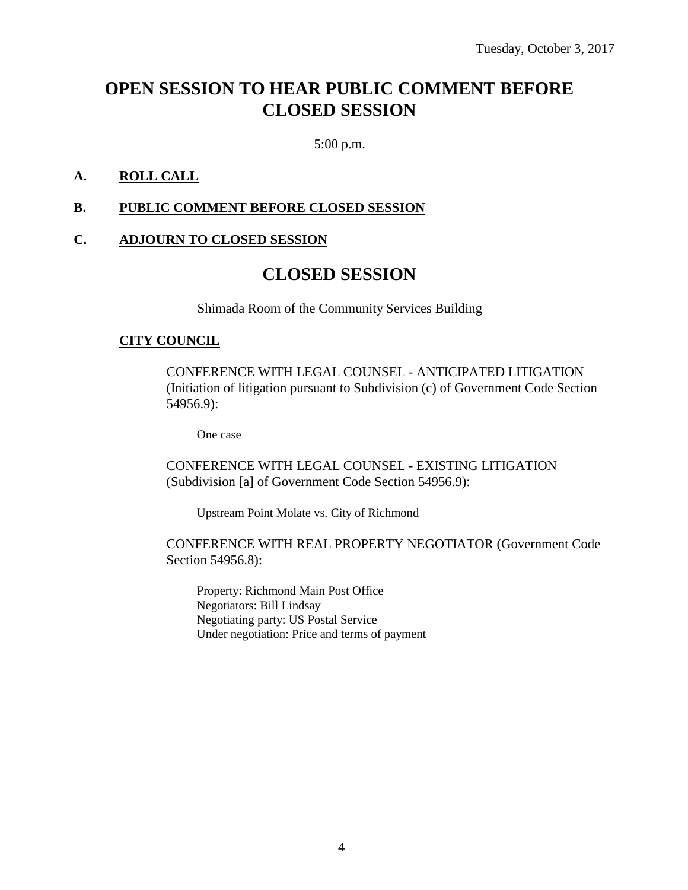Tuesday, October 3, 2017

# OPEN SESSION TO HEAR PUBLIC COMMENT BEFORE CLOSED SESSION

5:00 p.m.

**A. ROLL CALL**

**B. PUBLIC COMMENT BEFORE CLOSED SESSION**

**C. ADJOURN TO CLOSED SESSION**

# CLOSED SESSION

Shimada Room of the Community Services Building

**CITY COUNCIL**

CONFERENCE WITH LEGAL COUNSEL - ANTICIPATED LITIGATION (Initiation of litigation pursuant to Subdivision (c) of Government Code Section 54956.9):

One case

CONFERENCE WITH LEGAL COUNSEL - EXISTING LITIGATION (Subdivision [a] of Government Code Section 54956.9):

Upstream Point Molate vs. City of Richmond

CONFERENCE WITH REAL PROPERTY NEGOTIATOR (Government Code Section 54956.8):

Property: Richmond Main Post Office
Negotiators: Bill Lindsay
Negotiating party: US Postal Service
Under negotiation: Price and terms of payment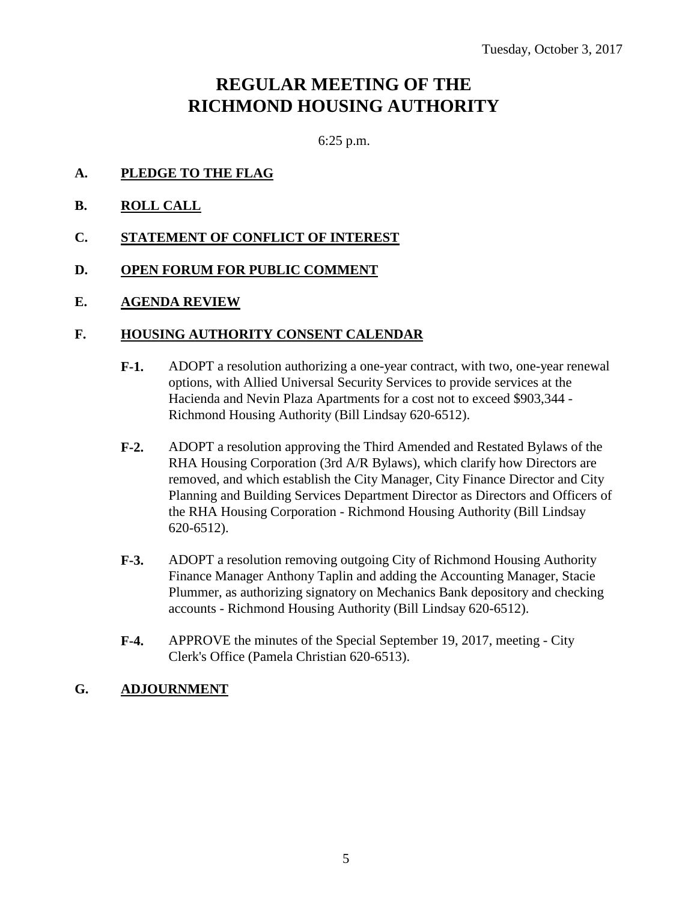Tuesday, October 3, 2017

# REGULAR MEETING OF THE RICHMOND HOUSING AUTHORITY

6:25 p.m.

**A. PLEDGE TO THE FLAG**

**B. ROLL CALL**

**C. STATEMENT OF CONFLICT OF INTEREST**

**D. OPEN FORUM FOR PUBLIC COMMENT**

**E. AGENDA REVIEW**

**F. HOUSING AUTHORITY CONSENT CALENDAR**

**F-1.** ADOPT a resolution authorizing a one-year contract, with two, one-year renewal options, with Allied Universal Security Services to provide services at the Hacienda and Nevin Plaza Apartments for a cost not to exceed $903,344 - Richmond Housing Authority (Bill Lindsay 620-6512).

**F-2.** ADOPT a resolution approving the Third Amended and Restated Bylaws of the RHA Housing Corporation (3rd A/R Bylaws), which clarify how Directors are removed, and which establish the City Manager, City Finance Director and City Planning and Building Services Department Director as Directors and Officers of the RHA Housing Corporation - Richmond Housing Authority (Bill Lindsay 620-6512).

**F-3.** ADOPT a resolution removing outgoing City of Richmond Housing Authority Finance Manager Anthony Taplin and adding the Accounting Manager, Stacie Plummer, as authorizing signatory on Mechanics Bank depository and checking accounts - Richmond Housing Authority (Bill Lindsay 620-6512).

**F-4.** APPROVE the minutes of the Special September 19, 2017, meeting - City Clerk's Office (Pamela Christian 620-6513).

**G. ADJOURNMENT**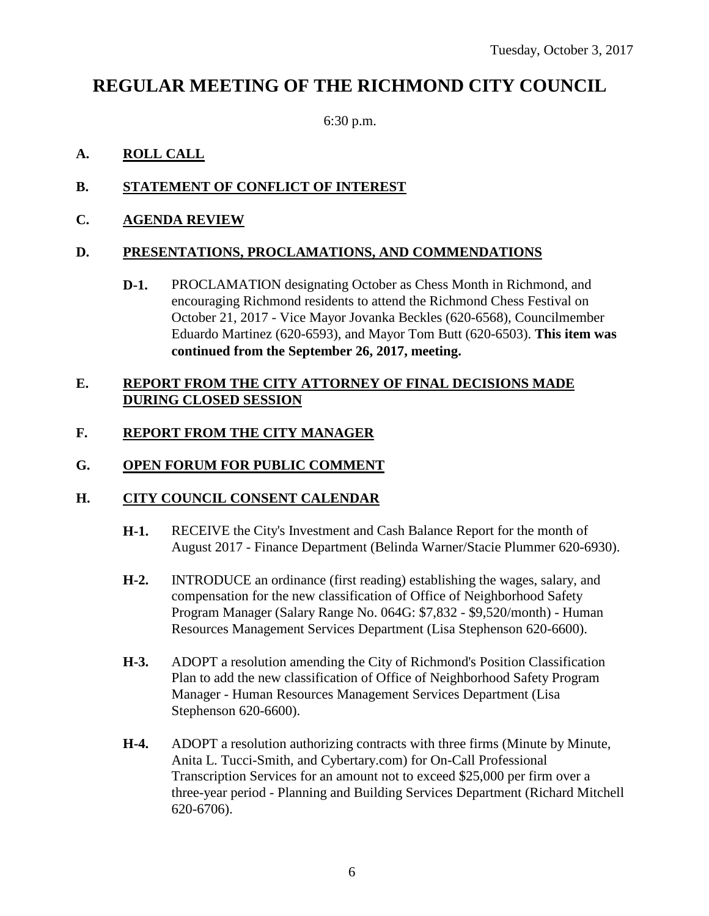Tuesday, October 3, 2017

# REGULAR MEETING OF THE RICHMOND CITY COUNCIL

6:30 p.m.

## A. ROLL CALL

## B. STATEMENT OF CONFLICT OF INTEREST

## C. AGENDA REVIEW

## D. PRESENTATIONS, PROCLAMATIONS, AND COMMENDATIONS

**D-1.** PROCLAMATION designating October as Chess Month in Richmond, and encouraging Richmond residents to attend the Richmond Chess Festival on October 21, 2017 - Vice Mayor Jovanka Beckles (620-6568), Councilmember Eduardo Martinez (620-6593), and Mayor Tom Butt (620-6503). **This item was continued from the September 26, 2017, meeting.**

## E. REPORT FROM THE CITY ATTORNEY OF FINAL DECISIONS MADE DURING CLOSED SESSION

## F. REPORT FROM THE CITY MANAGER

## G. OPEN FORUM FOR PUBLIC COMMENT

## H. CITY COUNCIL CONSENT CALENDAR

**H-1.** RECEIVE the City's Investment and Cash Balance Report for the month of August 2017 - Finance Department (Belinda Warner/Stacie Plummer 620-6930).

**H-2.** INTRODUCE an ordinance (first reading) establishing the wages, salary, and compensation for the new classification of Office of Neighborhood Safety Program Manager (Salary Range No. 064G: $7,832 - $9,520/month) - Human Resources Management Services Department (Lisa Stephenson 620-6600).

**H-3.** ADOPT a resolution amending the City of Richmond's Position Classification Plan to add the new classification of Office of Neighborhood Safety Program Manager - Human Resources Management Services Department (Lisa Stephenson 620-6600).

**H-4.** ADOPT a resolution authorizing contracts with three firms (Minute by Minute, Anita L. Tucci-Smith, and Cybertary.com) for On-Call Professional Transcription Services for an amount not to exceed $25,000 per firm over a three-year period - Planning and Building Services Department (Richard Mitchell 620-6706).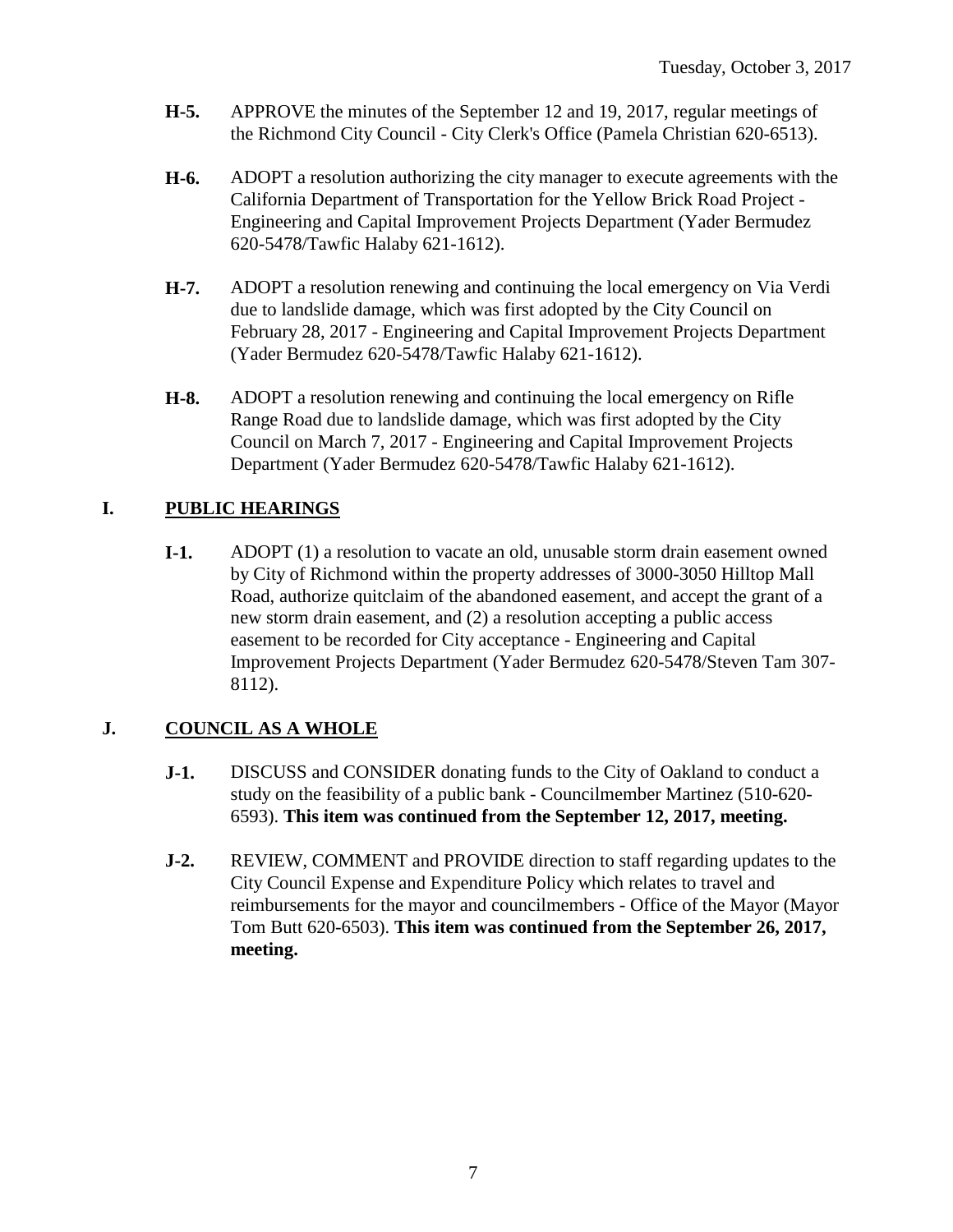- **H-5.** APPROVE the minutes of the September 12 and 19, 2017, regular meetings of the Richmond City Council - City Clerk's Office (Pamela Christian 620-6513).

- **H-6.** ADOPT a resolution authorizing the city manager to execute agreements with the California Department of Transportation for the Yellow Brick Road Project - Engineering and Capital Improvement Projects Department (Yader Bermudez 620-5478/Tawfic Halaby 621-1612).

- **H-7.** ADOPT a resolution renewing and continuing the local emergency on Via Verdi due to landslide damage, which was first adopted by the City Council on February 28, 2017 - Engineering and Capital Improvement Projects Department (Yader Bermudez 620-5478/Tawfic Halaby 621-1612).

- **H-8.** ADOPT a resolution renewing and continuing the local emergency on Rifle Range Road due to landslide damage, which was first adopted by the City Council on March 7, 2017 - Engineering and Capital Improvement Projects Department (Yader Bermudez 620-5478/Tawfic Halaby 621-1612).

## I. PUBLIC HEARINGS

- **I-1.** ADOPT (1) a resolution to vacate an old, unusable storm drain easement owned by City of Richmond within the property addresses of 3000-3050 Hilltop Mall Road, authorize quitclaim of the abandoned easement, and accept the grant of a new storm drain easement, and (2) a resolution accepting a public access easement to be recorded for City acceptance - Engineering and Capital Improvement Projects Department (Yader Bermudez 620-5478/Steven Tam 307-8112).

## J. COUNCIL AS A WHOLE

- **J-1.** DISCUSS and CONSIDER donating funds to the City of Oakland to conduct a study on the feasibility of a public bank - Councilmember Martinez (510-620-6593). **This item was continued from the September 12, 2017, meeting.**

- **J-2.** REVIEW, COMMENT and PROVIDE direction to staff regarding updates to the City Council Expense and Expenditure Policy which relates to travel and reimbursements for the mayor and councilmembers - Office of the Mayor (Mayor Tom Butt 620-6503). **This item was continued from the September 26, 2017, meeting.**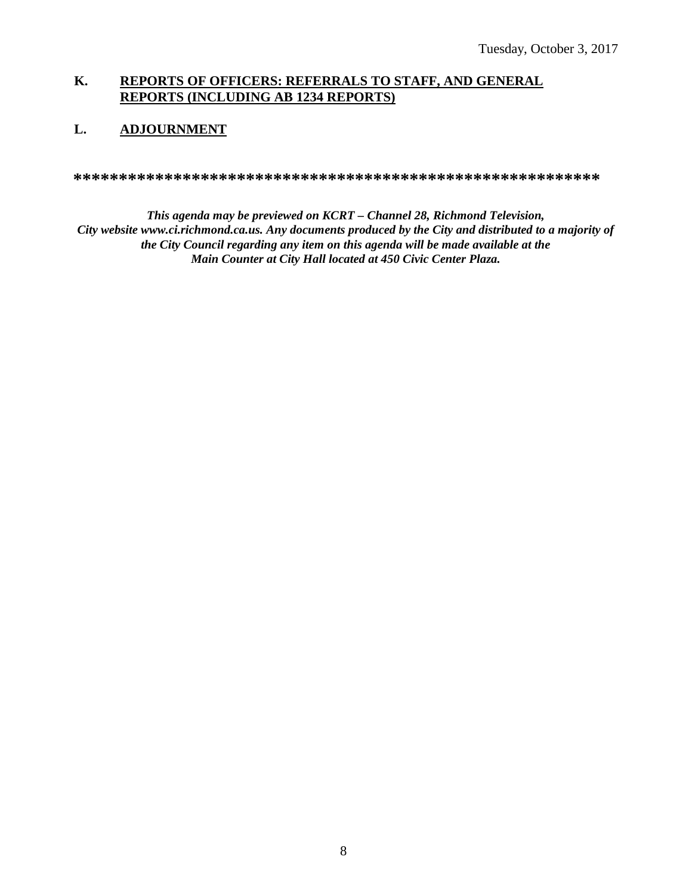## K. <u>REPORTS OF OFFICERS: REFERRALS TO STAFF, AND GENERAL REPORTS (INCLUDING AB 1234 REPORTS)</u>

## L. <u>ADJOURNMENT</u>

**\*\*\*\*\*\*\*\*\*\*\*\*\*\*\*\*\*\*\*\*\*\*\*\*\*\*\*\*\*\*\*\*\*\*\*\*\*\*\*\*\*\*\*\*\*\*\*\*\*\*\*\*\*\*\*\*\*\*\*\***

***This agenda may be previewed on KCRT – Channel 28, Richmond Television, City website www.ci.richmond.ca.us. Any documents produced by the City and distributed to a majority of the City Council regarding any item on this agenda will be made available at the Main Counter at City Hall located at 450 Civic Center Plaza.***